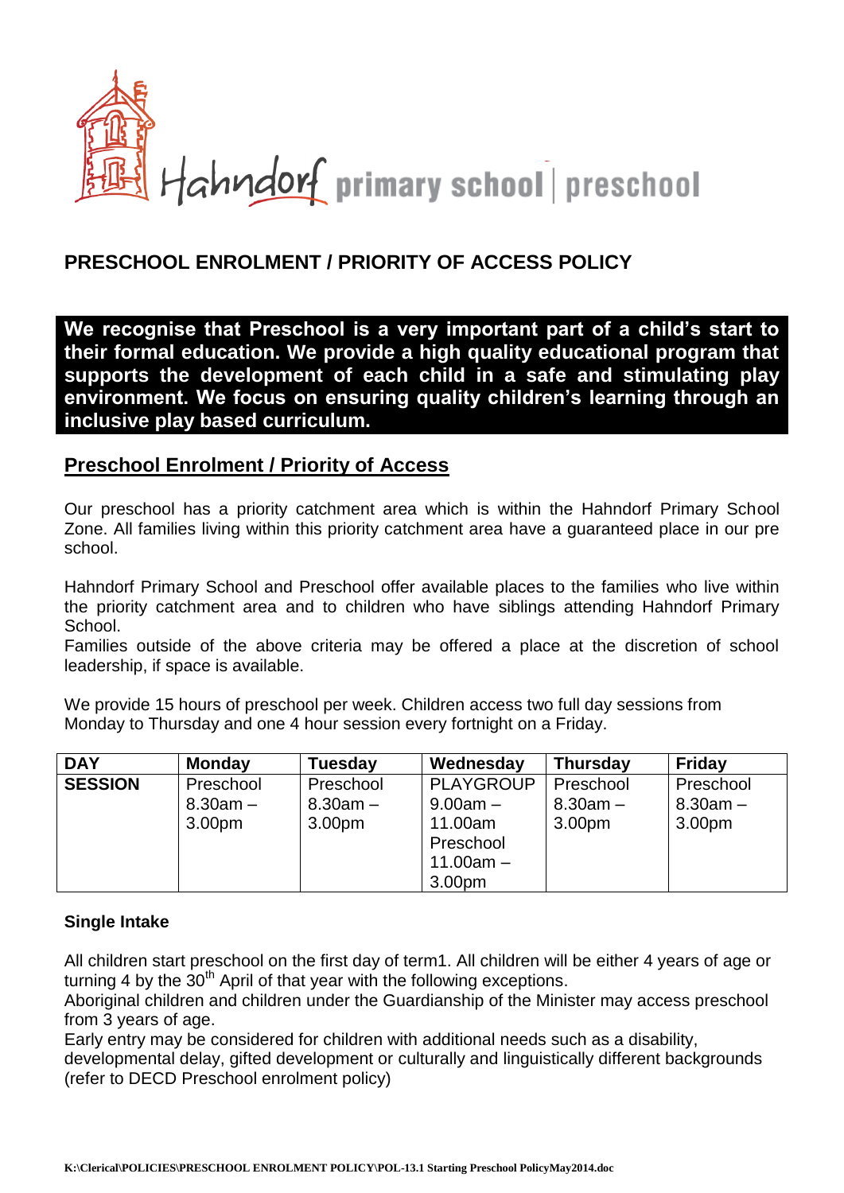Hahndorf primary school | preschool

# PRESCHOOL ENROLMENT / PRIORITY OF ACCESS POLICY

**We recognise that Preschool is a very important part of a child's start to their formal education. We provide a high quality educational program that supports the development of each child in a safe and stimulating play environment. We focus on ensuring quality children's learning through an inclusive play based curriculum.**

## Preschool Enrolment / Priority of Access

Our preschool has a priority catchment area which is within the Hahndorf Primary School Zone. All families living within this priority catchment area have a guaranteed place in our pre school.

Hahndorf Primary School and Preschool offer available places to the families who live within the priority catchment area and to children who have siblings attending Hahndorf Primary School.

Families outside of the above criteria may be offered a place at the discretion of school leadership, if space is available.

We provide 15 hours of preschool per week. Children access two full day sessions from Monday to Thursday and one 4 hour session every fortnight on a Friday.

| DAY | Monday | Tuesday | Wednesday | Thursday | Friday |
|---|---|---|---|---|---|
| SESSION | Preschool 8.30am – 3.00pm | Preschool 8.30am – 3.00pm | PLAYGROUP 9.00am – 11.00am Preschool 11.00am – 3.00pm | Preschool 8.30am – 3.00pm | Preschool 8.30am – 3.00pm |

### Single Intake

All children start preschool on the first day of term1. All children will be either 4 years of age or turning 4 by the 30th April of that year with the following exceptions.

Aboriginal children and children under the Guardianship of the Minister may access preschool from 3 years of age.

Early entry may be considered for children with additional needs such as a disability, developmental delay, gifted development or culturally and linguistically different backgrounds (refer to DECD Preschool enrolment policy)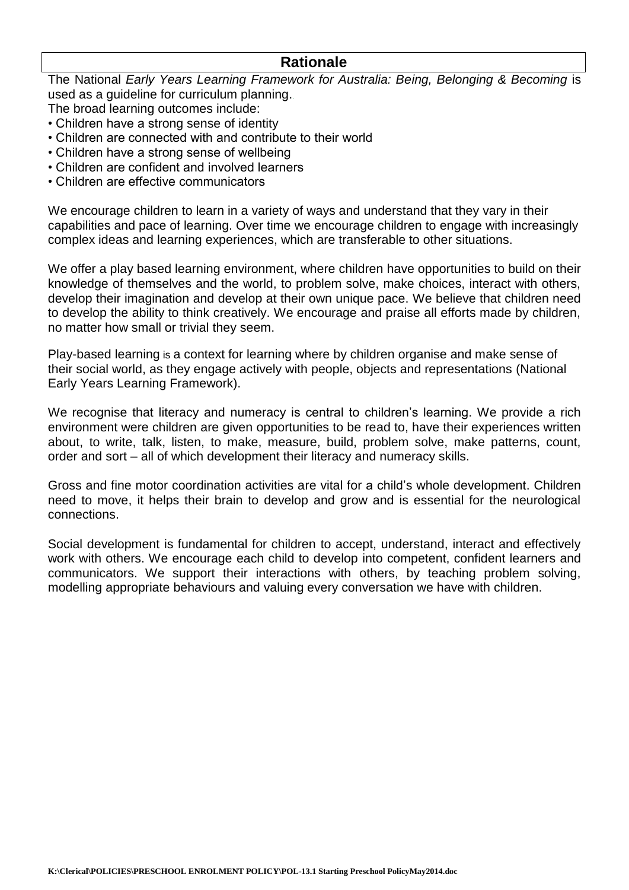## Rationale

The National *Early Years Learning Framework for Australia: Being, Belonging & Becoming* is used as a guideline for curriculum planning.

The broad learning outcomes include:

- Children have a strong sense of identity
- Children are connected with and contribute to their world
- Children have a strong sense of wellbeing
- Children are confident and involved learners
- Children are effective communicators

We encourage children to learn in a variety of ways and understand that they vary in their capabilities and pace of learning. Over time we encourage children to engage with increasingly complex ideas and learning experiences, which are transferable to other situations.

We offer a play based learning environment, where children have opportunities to build on their knowledge of themselves and the world, to problem solve, make choices, interact with others, develop their imagination and develop at their own unique pace. We believe that children need to develop the ability to think creatively. We encourage and praise all efforts made by children, no matter how small or trivial they seem.

Play-based learning is a context for learning where by children organise and make sense of their social world, as they engage actively with people, objects and representations (National Early Years Learning Framework).

We recognise that literacy and numeracy is central to children's learning. We provide a rich environment were children are given opportunities to be read to, have their experiences written about, to write, talk, listen, to make, measure, build, problem solve, make patterns, count, order and sort – all of which development their literacy and numeracy skills.

Gross and fine motor coordination activities are vital for a child's whole development. Children need to move, it helps their brain to develop and grow and is essential for the neurological connections.

Social development is fundamental for children to accept, understand, interact and effectively work with others. We encourage each child to develop into competent, confident learners and communicators. We support their interactions with others, by teaching problem solving, modelling appropriate behaviours and valuing every conversation we have with children.